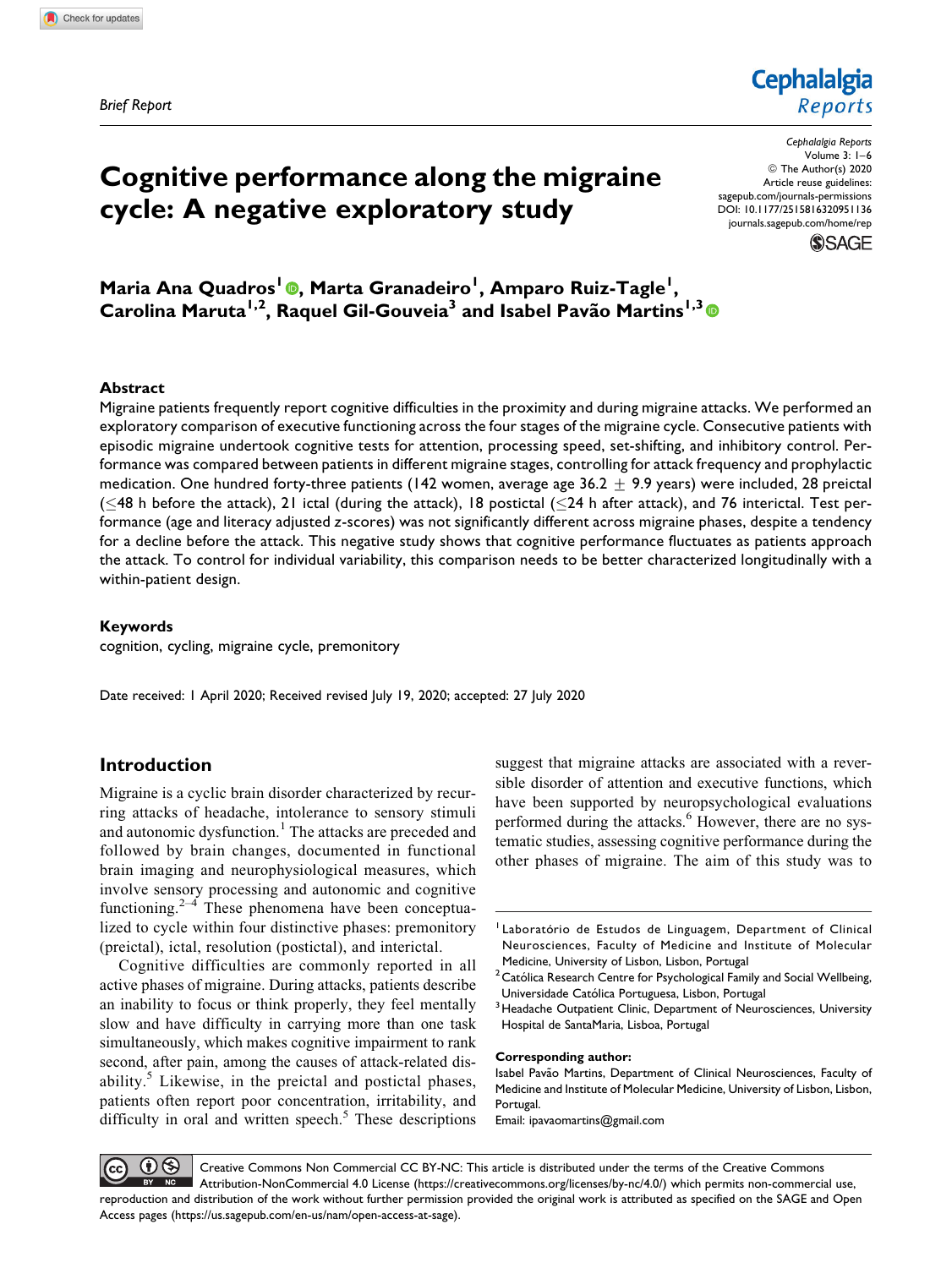Brief Report

# Cognitive performance along the migraine cycle: A negative exploratory study

**Maria Ana Quadros[1], Marta Granadeiro[1], Amparo Ruiz-Tagle[1], Carolina Maruta[1,2], Raquel Gil-Gouveia[3] and Isabel Pavão Martins[1,3]**

## Abstract

Migraine patients frequently report cognitive difficulties in the proximity and during migraine attacks. We performed an exploratory comparison of executive functioning across the four stages of the migraine cycle. Consecutive patients with episodic migraine undertook cognitive tests for attention, processing speed, set-shifting, and inhibitory control. Performance was compared between patients in different migraine stages, controlling for attack frequency and prophylactic medication. One hundred forty-three patients (142 women, average age 36.2 $\pm$ 9.9 years) were included, 28 preictal ($\leq$48 h before the attack), 21 ictal (during the attack), 18 postictal ($\leq$24 h after attack), and 76 interictal. Test performance (age and literacy adjusted z-scores) was not significantly different across migraine phases, despite a tendency for a decline before the attack. This negative study shows that cognitive performance fluctuates as patients approach the attack. To control for individual variability, this comparison needs to be better characterized longitudinally with a within-patient design.

## Keywords

cognition, cycling, migraine cycle, premonitory

Date received: 1 April 2020; Received revised July 19, 2020; accepted: 27 July 2020

## Introduction

Migraine is a cyclic brain disorder characterized by recurring attacks of headache, intolerance to sensory stimuli and autonomic dysfunction.[1] The attacks are preceded and followed by brain changes, documented in functional brain imaging and neurophysiological measures, which involve sensory processing and autonomic and cognitive functioning.[2–4] These phenomena have been conceptualized to cycle within four distinctive phases: premonitory (preictal), ictal, resolution (postictal), and interictal.

Cognitive difficulties are commonly reported in all active phases of migraine. During attacks, patients describe an inability to focus or think properly, they feel mentally slow and have difficulty in carrying more than one task simultaneously, which makes cognitive impairment to rank second, after pain, among the causes of attack-related disability.[5] Likewise, in the preictal and postictal phases, patients often report poor concentration, irritability, and difficulty in oral and written speech.[5] These descriptions suggest that migraine attacks are associated with a reversible disorder of attention and executive functions, which have been supported by neuropsychological evaluations performed during the attacks.[6] However, there are no systematic studies, assessing cognitive performance during the other phases of migraine. The aim of this study was to

[1] Laboratório de Estudos de Linguagem, Department of Clinical Neurosciences, Faculty of Medicine and Institute of Molecular Medicine, University of Lisbon, Lisbon, Portugal
[2] Católica Research Centre for Psychological Family and Social Wellbeing, Universidade Católica Portuguesa, Lisbon, Portugal
[3] Headache Outpatient Clinic, Department of Neurosciences, University Hospital de SantaMaria, Lisboa, Portugal

**Corresponding author:**
Isabel Pavão Martins, Department of Clinical Neurosciences, Faculty of Medicine and Institute of Molecular Medicine, University of Lisbon, Lisbon, Portugal.
Email: ipavaomartins@gmail.com

Creative Commons Non Commercial CC BY-NC: This article is distributed under the terms of the Creative Commons Attribution-NonCommercial 4.0 License (https://creativecommons.org/licenses/by-nc/4.0/) which permits non-commercial use, reproduction and distribution of the work without further permission provided the original work is attributed as specified on the SAGE and Open Access pages (https://us.sagepub.com/en-us/nam/open-access-at-sage).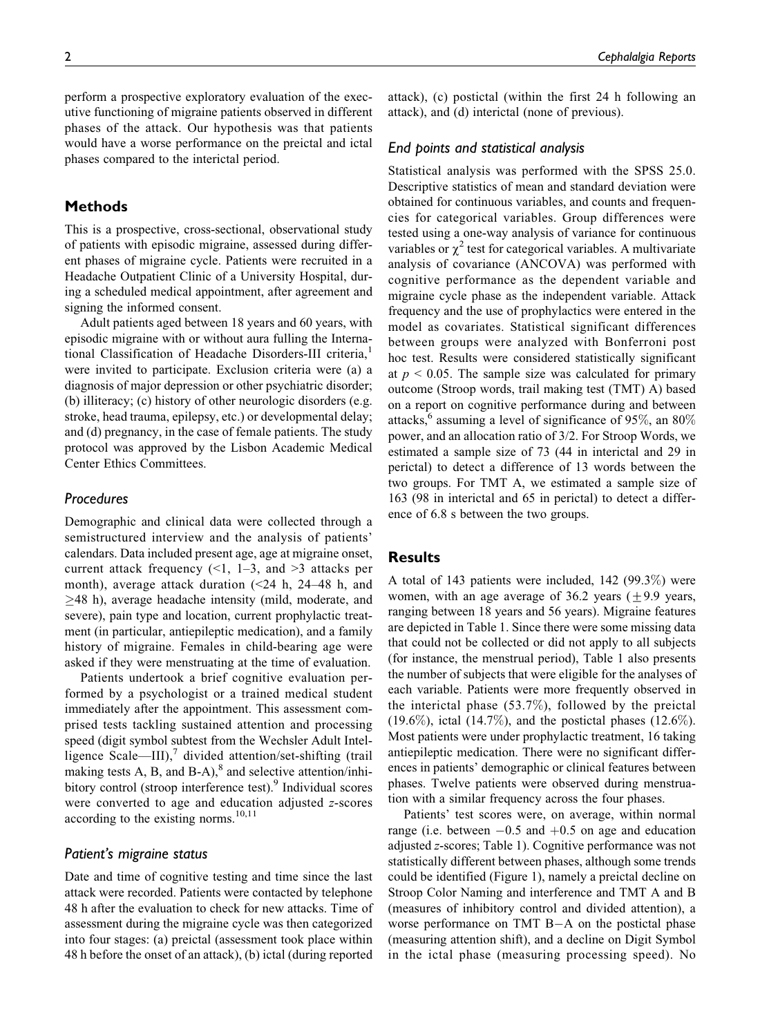perform a prospective exploratory evaluation of the executive functioning of migraine patients observed in different phases of the attack. Our hypothesis was that patients would have a worse performance on the preictal and ictal phases compared to the interictal period.

## Methods

This is a prospective, cross-sectional, observational study of patients with episodic migraine, assessed during different phases of migraine cycle. Patients were recruited in a Headache Outpatient Clinic of a University Hospital, during a scheduled medical appointment, after agreement and signing the informed consent.

Adult patients aged between 18 years and 60 years, with episodic migraine with or without aura fulling the International Classification of Headache Disorders-III criteria,[1] were invited to participate. Exclusion criteria were (a) a diagnosis of major depression or other psychiatric disorder; (b) illiteracy; (c) history of other neurologic disorders (e.g. stroke, head trauma, epilepsy, etc.) or developmental delay; and (d) pregnancy, in the case of female patients. The study protocol was approved by the Lisbon Academic Medical Center Ethics Committees.

### Procedures

Demographic and clinical data were collected through a semistructured interview and the analysis of patients' calendars. Data included present age, age at migraine onset, current attack frequency (<1, 1–3, and >3 attacks per month), average attack duration (<24 h, 24–48 h, and ≥48 h), average headache intensity (mild, moderate, and severe), pain type and location, current prophylactic treatment (in particular, antiepileptic medication), and a family history of migraine. Females in child-bearing age were asked if they were menstruating at the time of evaluation.

Patients undertook a brief cognitive evaluation performed by a psychologist or a trained medical student immediately after the appointment. This assessment comprised tests tackling sustained attention and processing speed (digit symbol subtest from the Wechsler Adult Intelligence Scale—III),[7] divided attention/set-shifting (trail making tests A, B, and B-A),[8] and selective attention/inhibitory control (stroop interference test).[9] Individual scores were converted to age and education adjusted *z*-scores according to the existing norms.[10,11]

### Patient's migraine status

Date and time of cognitive testing and time since the last attack were recorded. Patients were contacted by telephone 48 h after the evaluation to check for new attacks. Time of assessment during the migraine cycle was then categorized into four stages: (a) preictal (assessment took place within 48 h before the onset of an attack), (b) ictal (during reported attack), (c) postictal (within the first 24 h following an attack), and (d) interictal (none of previous).

### End points and statistical analysis

Statistical analysis was performed with the SPSS 25.0. Descriptive statistics of mean and standard deviation were obtained for continuous variables, and counts and frequencies for categorical variables. Group differences were tested using a one-way analysis of variance for continuous variables or $\chi^2$ test for categorical variables. A multivariate analysis of covariance (ANCOVA) was performed with cognitive performance as the dependent variable and migraine cycle phase as the independent variable. Attack frequency and the use of prophylactics were entered in the model as covariates. Statistical significant differences between groups were analyzed with Bonferroni post hoc test. Results were considered statistically significant at $p < 0.05$. The sample size was calculated for primary outcome (Stroop words, trail making test (TMT) A) based on a report on cognitive performance during and between attacks,[6] assuming a level of significance of 95%, an 80% power, and an allocation ratio of 3/2. For Stroop Words, we estimated a sample size of 73 (44 in interictal and 29 in perictal) to detect a difference of 13 words between the two groups. For TMT A, we estimated a sample size of 163 (98 in interictal and 65 in perictal) to detect a difference of 6.8 s between the two groups.

## Results

A total of 143 patients were included, 142 (99.3%) were women, with an age average of 36.2 years (±9.9 years, ranging between 18 years and 56 years). Migraine features are depicted in Table 1. Since there were some missing data that could not be collected or did not apply to all subjects (for instance, the menstrual period), Table 1 also presents the number of subjects that were eligible for the analyses of each variable. Patients were more frequently observed in the interictal phase (53.7%), followed by the preictal (19.6%), ictal (14.7%), and the postictal phases (12.6%). Most patients were under prophylactic treatment, 16 taking antiepileptic medication. There were no significant differences in patients' demographic or clinical features between phases. Twelve patients were observed during menstruation with a similar frequency across the four phases.

Patients' test scores were, on average, within normal range (i.e. between −0.5 and +0.5 on age and education adjusted *z*-scores; Table 1). Cognitive performance was not statistically different between phases, although some trends could be identified (Figure 1), namely a preictal decline on Stroop Color Naming and interference and TMT A and B (measures of inhibitory control and divided attention), a worse performance on TMT B−A on the postictal phase (measuring attention shift), and a decline on Digit Symbol in the ictal phase (measuring processing speed). No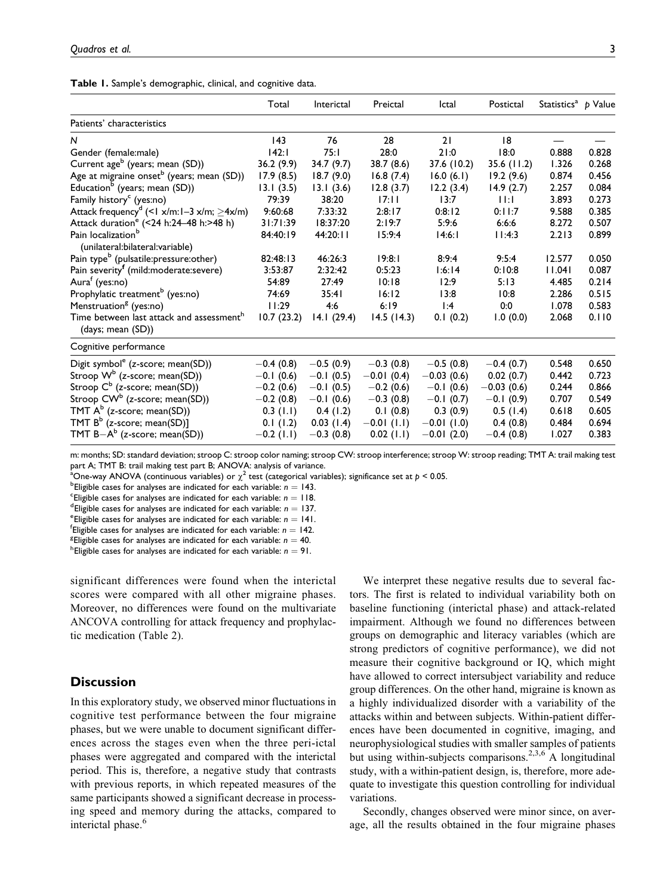**Table 1.** Sample's demographic, clinical, and cognitive data.

| | Total | Interictal | Preictal | Ictal | Postictal | Statistics[a] | *p* Value |
|---|---|---|---|---|---|---|---|
| Patients' characteristics | | | | | | | |
| *N* | 143 | 76 | 28 | 21 | 18 | — | — |
| Gender (female:male) | 142:1 | 75:1 | 28:0 | 21:0 | 18:0 | 0.888 | 0.828 |
| Current age[b] (years; mean (SD)) | 36.2 (9.9) | 34.7 (9.7) | 38.7 (8.6) | 37.6 (10.2) | 35.6 (11.2) | 1.326 | 0.268 |
| Age at migraine onset[b] (years; mean (SD)) | 17.9 (8.5) | 18.7 (9.0) | 16.8 (7.4) | 16.0 (6.1) | 19.2 (9.6) | 0.874 | 0.456 |
| Education[b] (years; mean (SD)) | 13.1 (3.5) | 13.1 (3.6) | 12.8 (3.7) | 12.2 (3.4) | 14.9 (2.7) | 2.257 | 0.084 |
| Family history[c] (yes:no) | 79:39 | 38:20 | 17:11 | 13:7 | 11:1 | 3.893 | 0.273 |
| Attack frequency[d] (<1 x/m:1–3 x/m; ≥4x/m) | 9:60:68 | 7:33:32 | 2:8:17 | 0:8:12 | 0:11:7 | 9.588 | 0.385 |
| Attack duration[e] (<24 h:24–48 h:>48 h) | 31:71:39 | 18:37:20 | 2:19:7 | 5:9:6 | 6:6:6 | 8.272 | 0.507 |
| Pain localization[b] (unilateral:bilateral:variable) | 84:40:19 | 44:20:11 | 15:9:4 | 14:6:1 | 11:4:3 | 2.213 | 0.899 |
| Pain type[b] (pulsatile:pressure:other) | 82:48:13 | 46:26:3 | 19:8:1 | 8:9:4 | 9:5:4 | 12.577 | 0.050 |
| Pain severity[f] (mild:moderate:severe) | 3:53:87 | 2:32:42 | 0:5:23 | 1:6:14 | 0:10:8 | 11.041 | 0.087 |
| Aura[f] (yes:no) | 54:89 | 27:49 | 10:18 | 12:9 | 5:13 | 4.485 | 0.214 |
| Prophylatic treatment[b] (yes:no) | 74:69 | 35:41 | 16:12 | 13:8 | 10:8 | 2.286 | 0.515 |
| Menstruation[g] (yes:no) | 11:29 | 4:6 | 6:19 | 1:4 | 0:0 | 1.078 | 0.583 |
| Time between last attack and assessment[h] (days; mean (SD)) | 10.7 (23.2) | 14.1 (29.4) | 14.5 (14.3) | 0.1 (0.2) | 1.0 (0.0) | 2.068 | 0.110 |
| Cognitive performance | | | | | | | |
| Digit symbol[e] (z-score; mean(SD)) | −0.4 (0.8) | −0.5 (0.9) | −0.3 (0.8) | −0.5 (0.8) | −0.4 (0.7) | 0.548 | 0.650 |
| Stroop W[b] (z-score; mean(SD)) | −0.1 (0.6) | −0.1 (0.5) | −0.01 (0.4) | −0.03 (0.6) | 0.02 (0.7) | 0.442 | 0.723 |
| Stroop C[b] (z-score; mean(SD)) | −0.2 (0.6) | −0.1 (0.5) | −0.2 (0.6) | −0.1 (0.6) | −0.03 (0.6) | 0.244 | 0.866 |
| Stroop CW[b] (z-score; mean(SD)) | −0.2 (0.8) | −0.1 (0.6) | −0.3 (0.8) | −0.1 (0.7) | −0.1 (0.9) | 0.707 | 0.549 |
| TMT A[b] (z-score; mean(SD)) | 0.3 (1.1) | 0.4 (1.2) | 0.1 (0.8) | 0.3 (0.9) | 0.5 (1.4) | 0.618 | 0.605 |
| TMT B[b] (z-score; mean(SD)] | 0.1 (1.2) | 0.03 (1.4) | −0.01 (1.1) | −0.01 (1.0) | 0.4 (0.8) | 0.484 | 0.694 |
| TMT B−A[b] (z-score; mean(SD)) | −0.2 (1.1) | −0.3 (0.8) | 0.02 (1.1) | −0.01 (2.0) | −0.4 (0.8) | 1.027 | 0.383 |

m: months; SD: standard deviation; stroop C: stroop color naming; stroop CW: stroop interference; stroop W: stroop reading; TMT A: trail making test part A; TMT B: trail making test part B; ANOVA: analysis of variance.

[a]One-way ANOVA (continuous variables) or $\chi^2$ test (categorical variables); significance set at $p < 0.05$.

[b]Eligible cases for analyses are indicated for each variable: $n = 143$.

[c]Eligible cases for analyses are indicated for each variable: $n = 118$.

[d]Eligible cases for analyses are indicated for each variable: $n = 137$.

[e]Eligible cases for analyses are indicated for each variable: $n = 141$.

[f]Eligible cases for analyses are indicated for each variable: $n = 142$.

[g]Eligible cases for analyses are indicated for each variable: $n = 40$.

[h]Eligible cases for analyses are indicated for each variable: $n = 91$.

significant differences were found when the interictal scores were compared with all other migraine phases. Moreover, no differences were found on the multivariate ANCOVA controlling for attack frequency and prophylactic medication (Table 2).

## Discussion

In this exploratory study, we observed minor fluctuations in cognitive test performance between the four migraine phases, but we were unable to document significant differences across the stages even when the three peri-ictal phases were aggregated and compared with the interictal period. This is, therefore, a negative study that contrasts with previous reports, in which repeated measures of the same participants showed a significant decrease in processing speed and memory during the attacks, compared to interictal phase.[6]

We interpret these negative results due to several factors. The first is related to individual variability both on baseline functioning (interictal phase) and attack-related impairment. Although we found no differences between groups on demographic and literacy variables (which are strong predictors of cognitive performance), we did not measure their cognitive background or IQ, which might have allowed to correct intersubject variability and reduce group differences. On the other hand, migraine is known as a highly individualized disorder with a variability of the attacks within and between subjects. Within-patient differences have been documented in cognitive, imaging, and neurophysiological studies with smaller samples of patients but using within-subjects comparisons.[2,3,6] A longitudinal study, with a within-patient design, is, therefore, more adequate to investigate this question controlling for individual variations.

Secondly, changes observed were minor since, on average, all the results obtained in the four migraine phases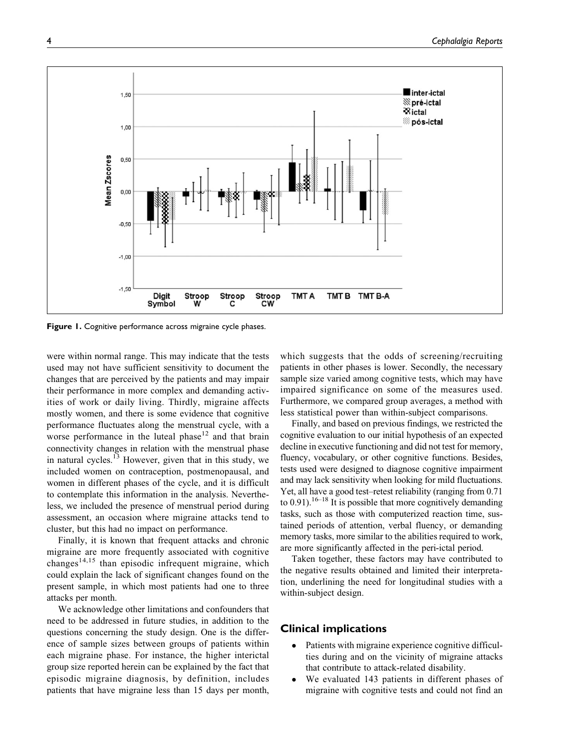Figure 1. Cognitive performance across migraine cycle phases.

were within normal range. This may indicate that the tests used may not have sufficient sensitivity to document the changes that are perceived by the patients and may impair their performance in more complex and demanding activities of work or daily living. Thirdly, migraine affects mostly women, and there is some evidence that cognitive performance fluctuates along the menstrual cycle, with a worse performance in the luteal phase[12] and that brain connectivity changes in relation with the menstrual phase in natural cycles.[13] However, given that in this study, we included women on contraception, postmenopausal, and women in different phases of the cycle, and it is difficult to contemplate this information in the analysis. Nevertheless, we included the presence of menstrual period during assessment, an occasion where migraine attacks tend to cluster, but this had no impact on performance.

Finally, it is known that frequent attacks and chronic migraine are more frequently associated with cognitive changes[14,15] than episodic infrequent migraine, which could explain the lack of significant changes found on the present sample, in which most patients had one to three attacks per month.

We acknowledge other limitations and confounders that need to be addressed in future studies, in addition to the questions concerning the study design. One is the difference of sample sizes between groups of patients within each migraine phase. For instance, the higher interictal group size reported herein can be explained by the fact that episodic migraine diagnosis, by definition, includes patients that have migraine less than 15 days per month, which suggests that the odds of screening/recruiting patients in other phases is lower. Secondly, the necessary sample size varied among cognitive tests, which may have impaired significance on some of the measures used. Furthermore, we compared group averages, a method with less statistical power than within-subject comparisons.

Finally, and based on previous findings, we restricted the cognitive evaluation to our initial hypothesis of an expected decline in executive functioning and did not test for memory, fluency, vocabulary, or other cognitive functions. Besides, tests used were designed to diagnose cognitive impairment and may lack sensitivity when looking for mild fluctuations. Yet, all have a good test–retest reliability (ranging from 0.71 to 0.91).[16–18] It is possible that more cognitively demanding tasks, such as those with computerized reaction time, sustained periods of attention, verbal fluency, or demanding memory tasks, more similar to the abilities required to work, are more significantly affected in the peri-ictal period.

Taken together, these factors may have contributed to the negative results obtained and limited their interpretation, underlining the need for longitudinal studies with a within-subject design.

## Clinical implications

- Patients with migraine experience cognitive difficulties during and on the vicinity of migraine attacks that contribute to attack-related disability.
- We evaluated 143 patients in different phases of migraine with cognitive tests and could not find an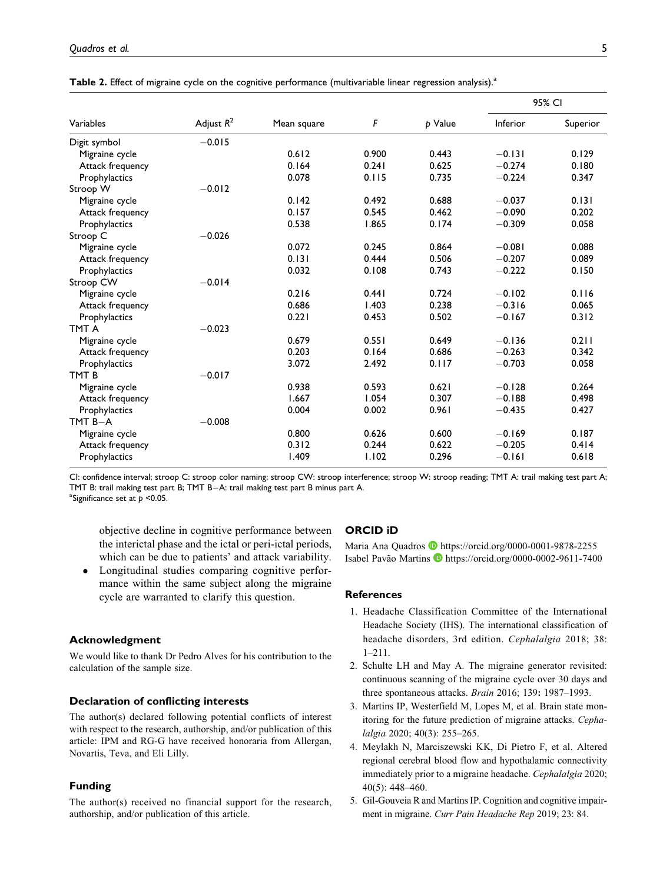**Table 2.** Effect of migraine cycle on the cognitive performance (multivariable linear regression analysis).[a]

| Variables | Adjust $R^2$ | Mean square | $F$ | $p$ Value | 95% CI | |
|---|---|---|---|---|---|---|
| | | | | | Inferior | Superior |
| Digit symbol | −0.015 | | | | | |
| Migraine cycle | | 0.612 | 0.900 | 0.443 | −0.131 | 0.129 |
| Attack frequency | | 0.164 | 0.241 | 0.625 | −0.274 | 0.180 |
| Prophylactics | | 0.078 | 0.115 | 0.735 | −0.224 | 0.347 |
| Stroop W | −0.012 | | | | | |
| Migraine cycle | | 0.142 | 0.492 | 0.688 | −0.037 | 0.131 |
| Attack frequency | | 0.157 | 0.545 | 0.462 | −0.090 | 0.202 |
| Prophylactics | | 0.538 | 1.865 | 0.174 | −0.309 | 0.058 |
| Stroop C | −0.026 | | | | | |
| Migraine cycle | | 0.072 | 0.245 | 0.864 | −0.081 | 0.088 |
| Attack frequency | | 0.131 | 0.444 | 0.506 | −0.207 | 0.089 |
| Prophylactics | | 0.032 | 0.108 | 0.743 | −0.222 | 0.150 |
| Stroop CW | −0.014 | | | | | |
| Migraine cycle | | 0.216 | 0.441 | 0.724 | −0.102 | 0.116 |
| Attack frequency | | 0.686 | 1.403 | 0.238 | −0.316 | 0.065 |
| Prophylactics | | 0.221 | 0.453 | 0.502 | −0.167 | 0.312 |
| TMT A | −0.023 | | | | | |
| Migraine cycle | | 0.679 | 0.551 | 0.649 | −0.136 | 0.211 |
| Attack frequency | | 0.203 | 0.164 | 0.686 | −0.263 | 0.342 |
| Prophylactics | | 3.072 | 2.492 | 0.117 | −0.703 | 0.058 |
| TMT B | −0.017 | | | | | |
| Migraine cycle | | 0.938 | 0.593 | 0.621 | −0.128 | 0.264 |
| Attack frequency | | 1.667 | 1.054 | 0.307 | −0.188 | 0.498 |
| Prophylactics | | 0.004 | 0.002 | 0.961 | −0.435 | 0.427 |
| TMT B−A | −0.008 | | | | | |
| Migraine cycle | | 0.800 | 0.626 | 0.600 | −0.169 | 0.187 |
| Attack frequency | | 0.312 | 0.244 | 0.622 | −0.205 | 0.414 |
| Prophylactics | | 1.409 | 1.102 | 0.296 | −0.161 | 0.618 |

CI: confidence interval; stroop C: stroop color naming; stroop CW: stroop interference; stroop W: stroop reading; TMT A: trail making test part A; TMT B: trail making test part B; TMT B−A: trail making test part B minus part A.

[a]Significance set at $p$ <0.05.

objective decline in cognitive performance between the interictal phase and the ictal or peri-ictal periods, which can be due to patients' and attack variability.

- Longitudinal studies comparing cognitive performance within the same subject along the migraine cycle are warranted to clarify this question.

## Acknowledgment

We would like to thank Dr Pedro Alves for his contribution to the calculation of the sample size.

## Declaration of conflicting interests

The author(s) declared following potential conflicts of interest with respect to the research, authorship, and/or publication of this article: IPM and RG-G have received honoraria from Allergan, Novartis, Teva, and Eli Lilly.

## Funding

The author(s) received no financial support for the research, authorship, and/or publication of this article.

## ORCID iD

Maria Ana Quadros https://orcid.org/0000-0001-9878-2255
Isabel Pavão Martins https://orcid.org/0000-0002-9611-7400

## References

1. Headache Classification Committee of the International Headache Society (IHS). The international classification of headache disorders, 3rd edition. *Cephalalgia* 2018; 38: 1–211.
2. Schulte LH and May A. The migraine generator revisited: continuous scanning of the migraine cycle over 30 days and three spontaneous attacks. *Brain* 2016; 139**:** 1987–1993.
3. Martins IP, Westerfield M, Lopes M, et al. Brain state monitoring for the future prediction of migraine attacks. *Cephalalgia* 2020; 40(3): 255–265.
4. Meylakh N, Marciszewski KK, Di Pietro F, et al. Altered regional cerebral blood flow and hypothalamic connectivity immediately prior to a migraine headache. *Cephalalgia* 2020; 40(5): 448–460.
5. Gil-Gouveia R and Martins IP. Cognition and cognitive impairment in migraine. *Curr Pain Headache Rep* 2019; 23: 84.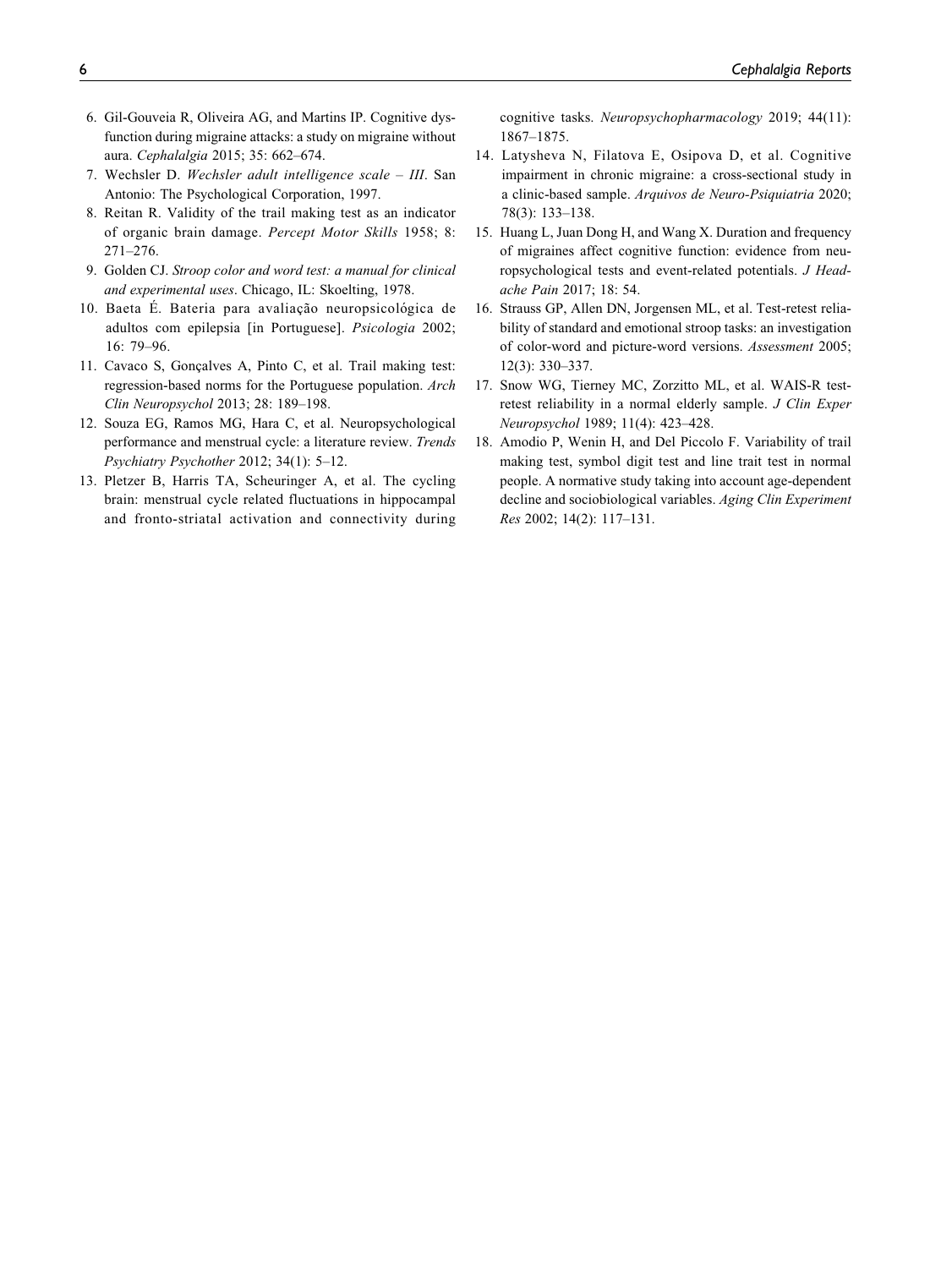6. Gil-Gouveia R, Oliveira AG, and Martins IP. Cognitive dysfunction during migraine attacks: a study on migraine without aura. *Cephalalgia* 2015; 35: 662–674.
7. Wechsler D. *Wechsler adult intelligence scale – III*. San Antonio: The Psychological Corporation, 1997.
8. Reitan R. Validity of the trail making test as an indicator of organic brain damage. *Percept Motor Skills* 1958; 8: 271–276.
9. Golden CJ. *Stroop color and word test: a manual for clinical and experimental uses*. Chicago, IL: Skoelting, 1978.
10. Baeta É. Bateria para avaliação neuropsicológica de adultos com epilepsia [in Portuguese]. *Psicologia* 2002; 16: 79–96.
11. Cavaco S, Gonçalves A, Pinto C, et al. Trail making test: regression-based norms for the Portuguese population. *Arch Clin Neuropsychol* 2013; 28: 189–198.
12. Souza EG, Ramos MG, Hara C, et al. Neuropsychological performance and menstrual cycle: a literature review. *Trends Psychiatry Psychother* 2012; 34(1): 5–12.
13. Pletzer B, Harris TA, Scheuringer A, et al. The cycling brain: menstrual cycle related fluctuations in hippocampal and fronto-striatal activation and connectivity during cognitive tasks. *Neuropsychopharmacology* 2019; 44(11): 1867–1875.
14. Latysheva N, Filatova E, Osipova D, et al. Cognitive impairment in chronic migraine: a cross-sectional study in a clinic-based sample. *Arquivos de Neuro-Psiquiatria* 2020; 78(3): 133–138.
15. Huang L, Juan Dong H, and Wang X. Duration and frequency of migraines affect cognitive function: evidence from neuropsychological tests and event-related potentials. *J Headache Pain* 2017; 18: 54.
16. Strauss GP, Allen DN, Jorgensen ML, et al. Test-retest reliability of standard and emotional stroop tasks: an investigation of color-word and picture-word versions. *Assessment* 2005; 12(3): 330–337.
17. Snow WG, Tierney MC, Zorzitto ML, et al. WAIS-R test-retest reliability in a normal elderly sample. *J Clin Exper Neuropsychol* 1989; 11(4): 423–428.
18. Amodio P, Wenin H, and Del Piccolo F. Variability of trail making test, symbol digit test and line trait test in normal people. A normative study taking into account age-dependent decline and sociobiological variables. *Aging Clin Experiment Res* 2002; 14(2): 117–131.